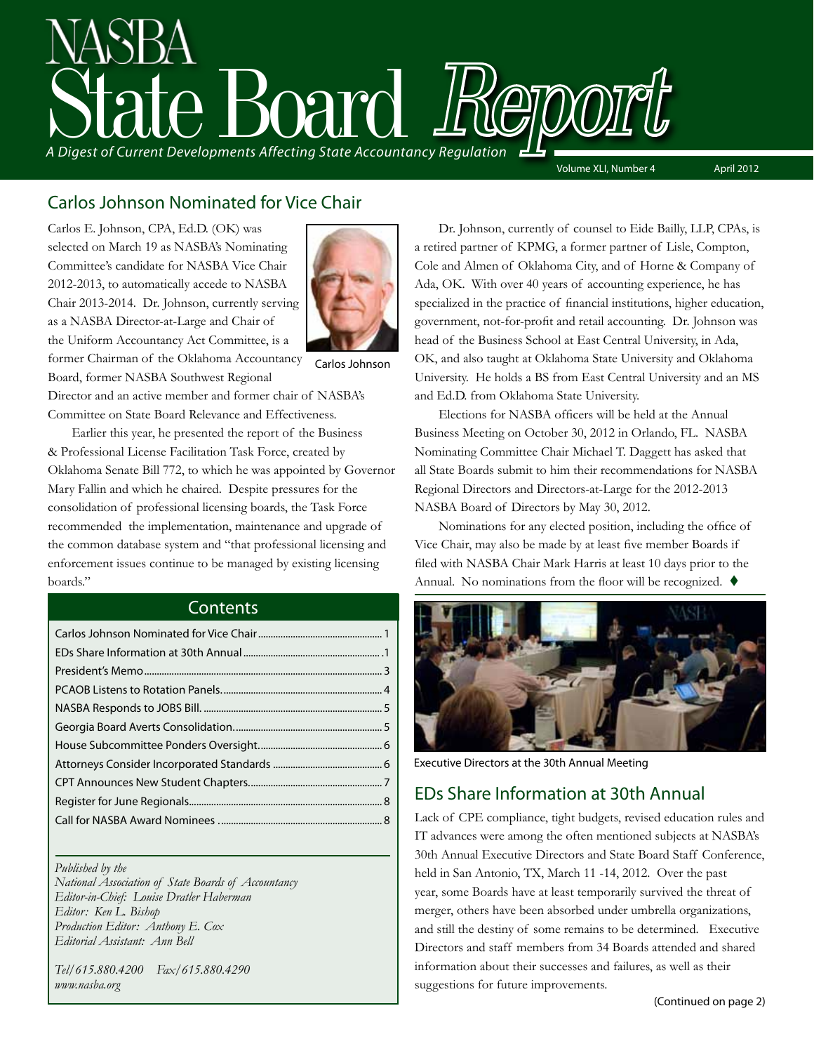# NASBA State Board Report

*A Digest of Current Developments Affecting State Accountancy Regulation*

Volume XLI, Number 4 April 2012

## Carlos Johnson Nominated for Vice Chair

Carlos E. Johnson, CPA, Ed.D. (OK) was selected on March 19 as NASBA's Nominating Committee's candidate for NASBA Vice Chair 2012-2013, to automatically accede to NASBA Chair 2013-2014. Dr. Johnson, currently serving as a NASBA Director-at-Large and Chair of the Uniform Accountancy Act Committee, is a former Chairman of the Oklahoma Accountancy Board, former NASBA Southwest Regional Director and an active member and former chair of NASBA's Committee on State Board Relevance and Effectiveness.

Carlos Johnson

Earlier this year, he presented the report of the Business & Professional License Facilitation Task Force, created by Oklahoma Senate Bill 772, to which he was appointed by Governor Mary Fallin and which he chaired. Despite pressures for the consolidation of professional licensing boards, the Task Force recommended the implementation, maintenance and upgrade of the common database system and "that professional licensing and enforcement issues continue to be managed by existing licensing boards."

Dr. Johnson, currently of counsel to Eide Bailly, LLP, CPAs, is a retired partner of KPMG, a former partner of Lisle, Compton, Cole and Almen of Oklahoma City, and of Horne & Company of Ada, OK. With over 40 years of accounting experience, he has specialized in the practice of financial institutions, higher education, government, not-for-profit and retail accounting. Dr. Johnson was head of the Business School at East Central University, in Ada, OK, and also taught at Oklahoma State University and Oklahoma University. He holds a BS from East Central University and an MS and Ed.D. from Oklahoma State University.

Elections for NASBA officers will be held at the Annual Business Meeting on October 30, 2012 in Orlando, FL. NASBA Nominating Committee Chair Michael T. Daggett has asked that all State Boards submit to him their recommendations for NASBA Regional Directors and Directors-at-Large for the 2012-2013 NASBA Board of Directors by May 30, 2012.

Nominations for any elected position, including the office of Vice Chair, may also be made by at least five member Boards if filed with NASBA Chair Mark Harris at least 10 days prior to the Annual. No nominations from the floor will be recognized. ♦

### Contents

| | |
|---|---|
| Carlos Johnson Nominated for Vice Chair | 1 |
| EDs Share Information at 30th Annual | 1 |
| President's Memo | 3 |
| PCAOB Listens to Rotation Panels | 4 |
| NASBA Responds to JOBS Bill | 5 |
| Georgia Board Averts Consolidation | 5 |
| House Subcommittee Ponders Oversight | 6 |
| Attorneys Consider Incorporated Standards | 6 |
| CPT Announces New Student Chapters | 7 |
| Register for June Regionals | 8 |
| Call for NASBA Award Nominees | 8 |

*Published by the*
*National Association of State Boards of Accountancy*
*Editor-in-Chief: Louise Dratler Haberman*
*Editor: Ken L. Bishop*
*Production Editor: Anthony E. Cox*
*Editorial Assistant: Ann Bell*

*Tel/615.880.4200 Fax/615.880.4290*
*www.nasba.org*

Executive Directors at the 30th Annual Meeting

## EDs Share Information at 30th Annual

Lack of CPE compliance, tight budgets, revised education rules and IT advances were among the often mentioned subjects at NASBA's 30th Annual Executive Directors and State Board Staff Conference, held in San Antonio, TX, March 11 -14, 2012. Over the past year, some Boards have at least temporarily survived the threat of merger, others have been absorbed under umbrella organizations, and still the destiny of some remains to be determined. Executive Directors and staff members from 34 Boards attended and shared information about their successes and failures, as well as their suggestions for future improvements.

(Continued on page 2)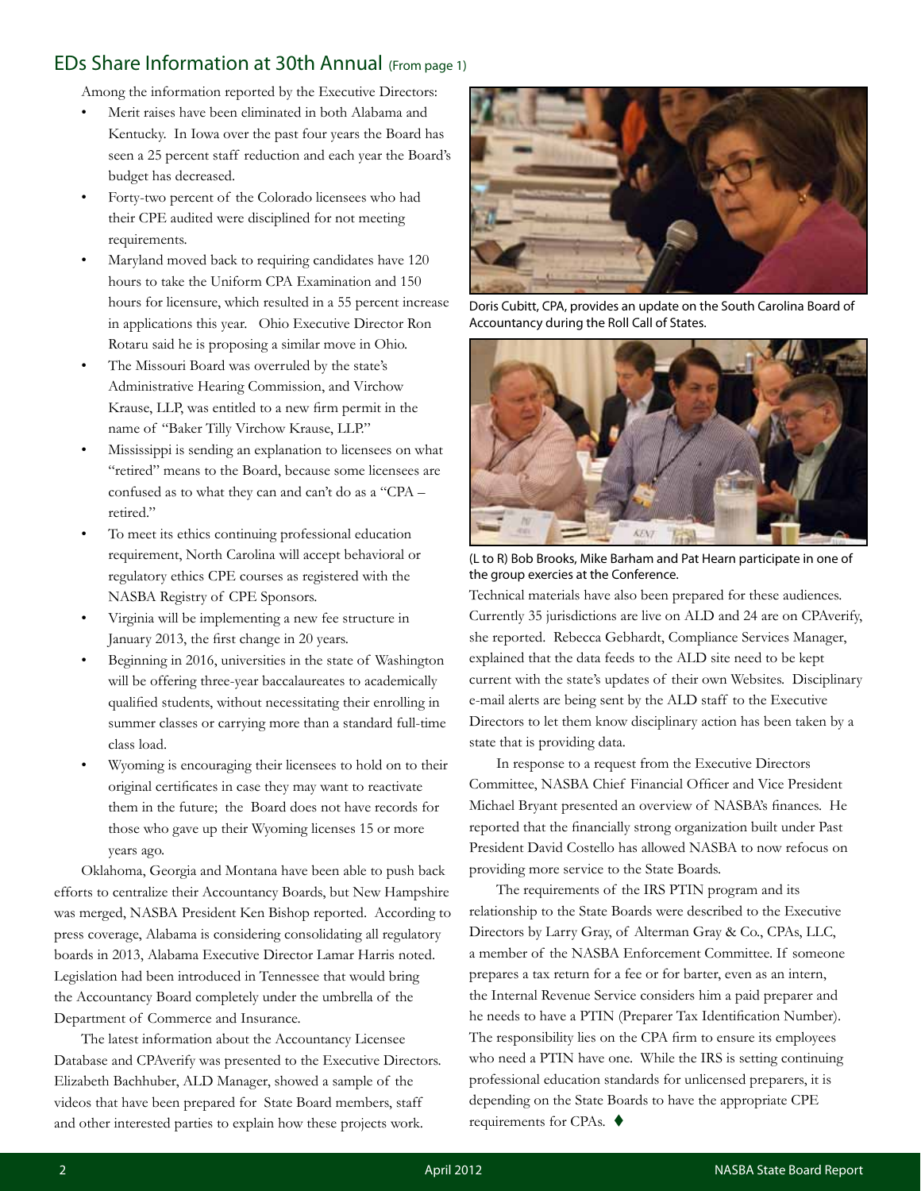## EDs Share Information at 30th Annual (From page 1)

Among the information reported by the Executive Directors:

- Merit raises have been eliminated in both Alabama and Kentucky. In Iowa over the past four years the Board has seen a 25 percent staff reduction and each year the Board's budget has decreased.
- Forty-two percent of the Colorado licensees who had their CPE audited were disciplined for not meeting requirements.
- Maryland moved back to requiring candidates have 120 hours to take the Uniform CPA Examination and 150 hours for licensure, which resulted in a 55 percent increase in applications this year. Ohio Executive Director Ron Rotaru said he is proposing a similar move in Ohio.
- The Missouri Board was overruled by the state's Administrative Hearing Commission, and Virchow Krause, LLP, was entitled to a new firm permit in the name of "Baker Tilly Virchow Krause, LLP."
- Mississippi is sending an explanation to licensees on what "retired" means to the Board, because some licensees are confused as to what they can and can't do as a "CPA – retired."
- To meet its ethics continuing professional education requirement, North Carolina will accept behavioral or regulatory ethics CPE courses as registered with the NASBA Registry of CPE Sponsors.
- Virginia will be implementing a new fee structure in January 2013, the first change in 20 years.
- Beginning in 2016, universities in the state of Washington will be offering three-year baccalaureates to academically qualified students, without necessitating their enrolling in summer classes or carrying more than a standard full-time class load.
- Wyoming is encouraging their licensees to hold on to their original certificates in case they may want to reactivate them in the future; the Board does not have records for those who gave up their Wyoming licenses 15 or more years ago.

Oklahoma, Georgia and Montana have been able to push back efforts to centralize their Accountancy Boards, but New Hampshire was merged, NASBA President Ken Bishop reported. According to press coverage, Alabama is considering consolidating all regulatory boards in 2013, Alabama Executive Director Lamar Harris noted. Legislation had been introduced in Tennessee that would bring the Accountancy Board completely under the umbrella of the Department of Commerce and Insurance.

The latest information about the Accountancy Licensee Database and CPAverify was presented to the Executive Directors. Elizabeth Bachhuber, ALD Manager, showed a sample of the videos that have been prepared for State Board members, staff and other interested parties to explain how these projects work.

Doris Cubitt, CPA, provides an update on the South Carolina Board of Accountancy during the Roll Call of States.

(L to R) Bob Brooks, Mike Barham and Pat Hearn participate in one of the group exercies at the Conference.

Technical materials have also been prepared for these audiences. Currently 35 jurisdictions are live on ALD and 24 are on CPAverify, she reported. Rebecca Gebhardt, Compliance Services Manager, explained that the data feeds to the ALD site need to be kept current with the state's updates of their own Websites. Disciplinary e-mail alerts are being sent by the ALD staff to the Executive Directors to let them know disciplinary action has been taken by a state that is providing data.

In response to a request from the Executive Directors Committee, NASBA Chief Financial Officer and Vice President Michael Bryant presented an overview of NASBA's finances. He reported that the financially strong organization built under Past President David Costello has allowed NASBA to now refocus on providing more service to the State Boards.

The requirements of the IRS PTIN program and its relationship to the State Boards were described to the Executive Directors by Larry Gray, of Alterman Gray & Co., CPAs, LLC, a member of the NASBA Enforcement Committee. If someone prepares a tax return for a fee or for barter, even as an intern, the Internal Revenue Service considers him a paid preparer and he needs to have a PTIN (Preparer Tax Identification Number). The responsibility lies on the CPA firm to ensure its employees who need a PTIN have one. While the IRS is setting continuing professional education standards for unlicensed preparers, it is depending on the State Boards to have the appropriate CPE requirements for CPAs. ♦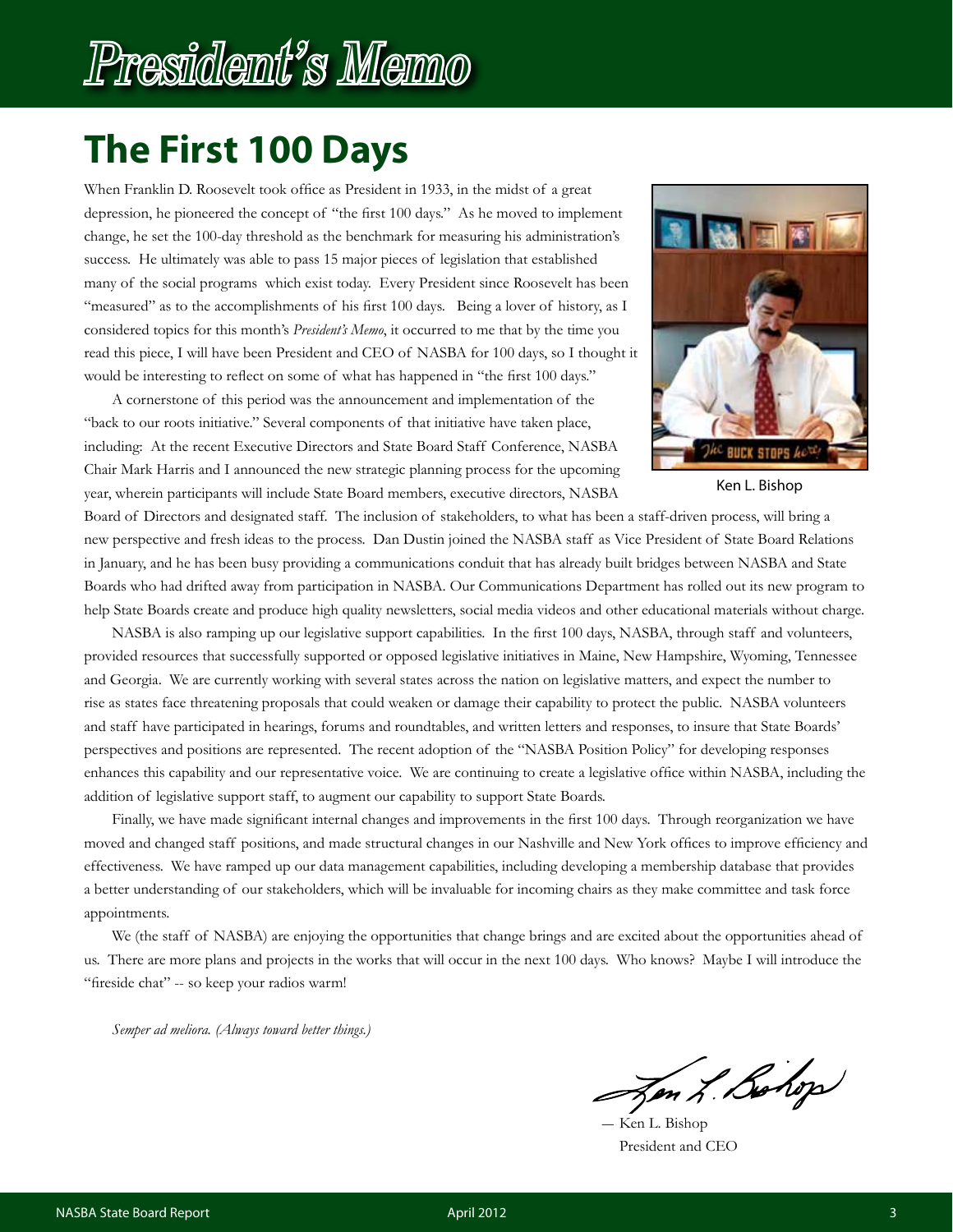# President's Memo

## The First 100 Days

When Franklin D. Roosevelt took office as President in 1933, in the midst of a great depression, he pioneered the concept of "the first 100 days." As he moved to implement change, he set the 100-day threshold as the benchmark for measuring his administration's success. He ultimately was able to pass 15 major pieces of legislation that established many of the social programs which exist today. Every President since Roosevelt has been "measured" as to the accomplishments of his first 100 days. Being a lover of history, as I considered topics for this month's *President's Memo*, it occurred to me that by the time you read this piece, I will have been President and CEO of NASBA for 100 days, so I thought it would be interesting to reflect on some of what has happened in "the first 100 days."

Ken L. Bishop

A cornerstone of this period was the announcement and implementation of the "back to our roots initiative." Several components of that initiative have taken place, including: At the recent Executive Directors and State Board Staff Conference, NASBA Chair Mark Harris and I announced the new strategic planning process for the upcoming year, wherein participants will include State Board members, executive directors, NASBA Board of Directors and designated staff. The inclusion of stakeholders, to what has been a staff-driven process, will bring a new perspective and fresh ideas to the process. Dan Dustin joined the NASBA staff as Vice President of State Board Relations in January, and he has been busy providing a communications conduit that has already built bridges between NASBA and State Boards who had drifted away from participation in NASBA. Our Communications Department has rolled out its new program to help State Boards create and produce high quality newsletters, social media videos and other educational materials without charge.

NASBA is also ramping up our legislative support capabilities. In the first 100 days, NASBA, through staff and volunteers, provided resources that successfully supported or opposed legislative initiatives in Maine, New Hampshire, Wyoming, Tennessee and Georgia. We are currently working with several states across the nation on legislative matters, and expect the number to rise as states face threatening proposals that could weaken or damage their capability to protect the public. NASBA volunteers and staff have participated in hearings, forums and roundtables, and written letters and responses, to insure that State Boards' perspectives and positions are represented. The recent adoption of the "NASBA Position Policy" for developing responses enhances this capability and our representative voice. We are continuing to create a legislative office within NASBA, including the addition of legislative support staff, to augment our capability to support State Boards.

Finally, we have made significant internal changes and improvements in the first 100 days. Through reorganization we have moved and changed staff positions, and made structural changes in our Nashville and New York offices to improve efficiency and effectiveness. We have ramped up our data management capabilities, including developing a membership database that provides a better understanding of our stakeholders, which will be invaluable for incoming chairs as they make committee and task force appointments.

We (the staff of NASBA) are enjoying the opportunities that change brings and are excited about the opportunities ahead of us. There are more plans and projects in the works that will occur in the next 100 days. Who knows? Maybe I will introduce the "fireside chat" -- so keep your radios warm!

*Semper ad meliora. (Always toward better things.)*

— Ken L. Bishop
President and CEO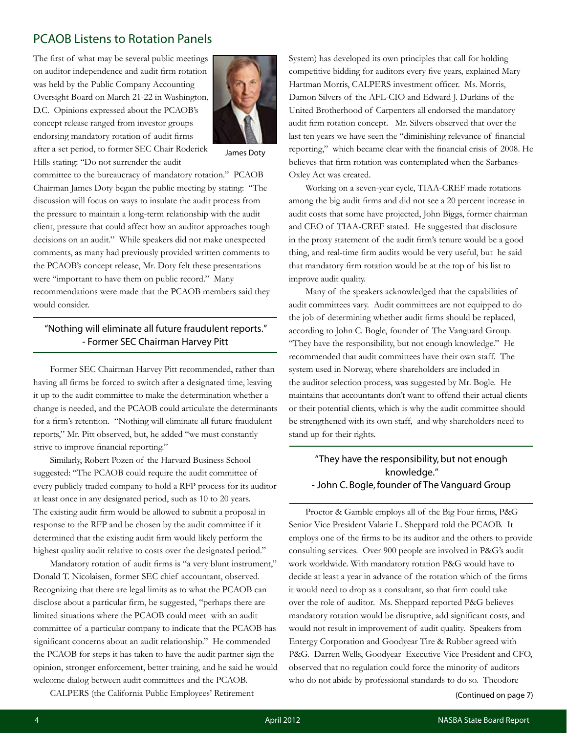## PCAOB Listens to Rotation Panels

The first of what may be several public meetings on auditor independence and audit firm rotation was held by the Public Company Accounting Oversight Board on March 21-22 in Washington, D.C. Opinions expressed about the PCAOB's concept release ranged from investor groups endorsing mandatory rotation of audit firms after a set period, to former SEC Chair Roderick Hills stating: "Do not surrender the audit committee to the bureaucracy of mandatory rotation." PCAOB Chairman James Doty began the public meeting by stating: "The discussion will focus on ways to insulate the audit process from the pressure to maintain a long-term relationship with the audit client, pressure that could affect how an auditor approaches tough decisions on an audit." While speakers did not make unexpected comments, as many had previously provided written comments to the PCAOB's concept release, Mr. Doty felt these presentations were "important to have them on public record." Many recommendations were made that the PCAOB members said they would consider.

James Doty

> "Nothing will eliminate all future fraudulent reports."
> - Former SEC Chairman Harvey Pitt

Former SEC Chairman Harvey Pitt recommended, rather than having all firms be forced to switch after a designated time, leaving it up to the audit committee to make the determination whether a change is needed, and the PCAOB could articulate the determinants for a firm's retention. "Nothing will eliminate all future fraudulent reports," Mr. Pitt observed, but, he added "we must constantly strive to improve financial reporting."

Similarly, Robert Pozen of the Harvard Business School suggested: "The PCAOB could require the audit committee of every publicly traded company to hold a RFP process for its auditor at least once in any designated period, such as 10 to 20 years. The existing audit firm would be allowed to submit a proposal in response to the RFP and be chosen by the audit committee if it determined that the existing audit firm would likely perform the highest quality audit relative to costs over the designated period."

Mandatory rotation of audit firms is "a very blunt instrument," Donald T. Nicolaisen, former SEC chief accountant, observed. Recognizing that there are legal limits as to what the PCAOB can disclose about a particular firm, he suggested, "perhaps there are limited situations where the PCAOB could meet with an audit committee of a particular company to indicate that the PCAOB has significant concerns about an audit relationship." He commended the PCAOB for steps it has taken to have the audit partner sign the opinion, stronger enforcement, better training, and he said he would welcome dialog between audit committees and the PCAOB.

CALPERS (the California Public Employees' Retirement System) has developed its own principles that call for holding competitive bidding for auditors every five years, explained Mary Hartman Morris, CALPERS investment officer. Ms. Morris, Damon Silvers of the AFL-CIO and Edward J. Durkins of the United Brotherhood of Carpenters all endorsed the mandatory audit firm rotation concept. Mr. Silvers observed that over the last ten years we have seen the "diminishing relevance of financial reporting," which became clear with the financial crisis of 2008. He believes that firm rotation was contemplated when the Sarbanes-Oxley Act was created.

Working on a seven-year cycle, TIAA-CREF made rotations among the big audit firms and did not see a 20 percent increase in audit costs that some have projected, John Biggs, former chairman and CEO of TIAA-CREF stated. He suggested that disclosure in the proxy statement of the audit firm's tenure would be a good thing, and real-time firm audits would be very useful, but he said that mandatory firm rotation would be at the top of his list to improve audit quality.

Many of the speakers acknowledged that the capabilities of audit committees vary. Audit committees are not equipped to do the job of determining whether audit firms should be replaced, according to John C. Bogle, founder of The Vanguard Group. "They have the responsibility, but not enough knowledge." He recommended that audit committees have their own staff. The system used in Norway, where shareholders are included in the auditor selection process, was suggested by Mr. Bogle. He maintains that accountants don't want to offend their actual clients or their potential clients, which is why the audit committee should be strengthened with its own staff, and why shareholders need to stand up for their rights.

> "They have the responsibility, but not enough knowledge."
> - John C. Bogle, founder of The Vanguard Group

Proctor & Gamble employs all of the Big Four firms, P&G Senior Vice President Valarie L. Sheppard told the PCAOB. It employs one of the firms to be its auditor and the others to provide consulting services. Over 900 people are involved in P&G's audit work worldwide. With mandatory rotation P&G would have to decide at least a year in advance of the rotation which of the firms it would need to drop as a consultant, so that firm could take over the role of auditor. Ms. Sheppard reported P&G believes mandatory rotation would be disruptive, add significant costs, and would not result in improvement of audit quality. Speakers from Entergy Corporation and Goodyear Tire & Rubber agreed with P&G. Darren Wells, Goodyear Executive Vice President and CFO, observed that no regulation could force the minority of auditors who do not abide by professional standards to do so. Theodore

(Continued on page 7)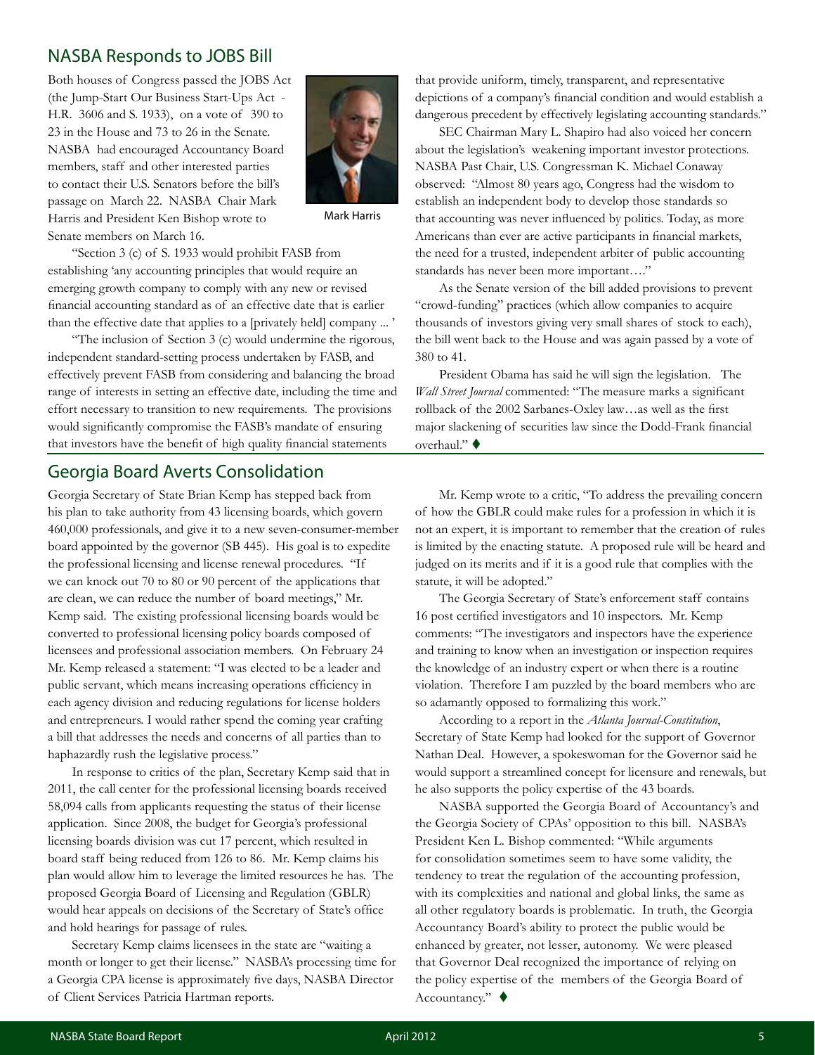## NASBA Responds to JOBS Bill

Both houses of Congress passed the JOBS Act (the Jump-Start Our Business Start-Ups Act - H.R. 3606 and S. 1933), on a vote of 390 to 23 in the House and 73 to 26 in the Senate. NASBA had encouraged Accountancy Board members, staff and other interested parties to contact their U.S. Senators before the bill's passage on March 22. NASBA Chair Mark Harris and President Ken Bishop wrote to Senate members on March 16.

Mark Harris

"Section 3 (c) of S. 1933 would prohibit FASB from establishing 'any accounting principles that would require an emerging growth company to comply with any new or revised financial accounting standard as of an effective date that is earlier than the effective date that applies to a [privately held] company ... '

"The inclusion of Section 3 (c) would undermine the rigorous, independent standard-setting process undertaken by FASB, and effectively prevent FASB from considering and balancing the broad range of interests in setting an effective date, including the time and effort necessary to transition to new requirements. The provisions would significantly compromise the FASB's mandate of ensuring that investors have the benefit of high quality financial statements that provide uniform, timely, transparent, and representative depictions of a company's financial condition and would establish a dangerous precedent by effectively legislating accounting standards."

SEC Chairman Mary L. Shapiro had also voiced her concern about the legislation's weakening important investor protections. NASBA Past Chair, U.S. Congressman K. Michael Conaway observed: "Almost 80 years ago, Congress had the wisdom to establish an independent body to develop those standards so that accounting was never influenced by politics. Today, as more Americans than ever are active participants in financial markets, the need for a trusted, independent arbiter of public accounting standards has never been more important…."

As the Senate version of the bill added provisions to prevent "crowd-funding" practices (which allow companies to acquire thousands of investors giving very small shares of stock to each), the bill went back to the House and was again passed by a vote of 380 to 41.

President Obama has said he will sign the legislation. The *Wall Street Journal* commented: "The measure marks a significant rollback of the 2002 Sarbanes-Oxley law…as well as the first major slackening of securities law since the Dodd-Frank financial overhaul." ♦

## Georgia Board Averts Consolidation

Georgia Secretary of State Brian Kemp has stepped back from his plan to take authority from 43 licensing boards, which govern 460,000 professionals, and give it to a new seven-consumer-member board appointed by the governor (SB 445). His goal is to expedite the professional licensing and license renewal procedures. "If we can knock out 70 to 80 or 90 percent of the applications that are clean, we can reduce the number of board meetings," Mr. Kemp said. The existing professional licensing boards would be converted to professional licensing policy boards composed of licensees and professional association members. On February 24 Mr. Kemp released a statement: "I was elected to be a leader and public servant, which means increasing operations efficiency in each agency division and reducing regulations for license holders and entrepreneurs. I would rather spend the coming year crafting a bill that addresses the needs and concerns of all parties than to haphazardly rush the legislative process."

In response to critics of the plan, Secretary Kemp said that in 2011, the call center for the professional licensing boards received 58,094 calls from applicants requesting the status of their license application. Since 2008, the budget for Georgia's professional licensing boards division was cut 17 percent, which resulted in board staff being reduced from 126 to 86. Mr. Kemp claims his plan would allow him to leverage the limited resources he has. The proposed Georgia Board of Licensing and Regulation (GBLR) would hear appeals on decisions of the Secretary of State's office and hold hearings for passage of rules.

Secretary Kemp claims licensees in the state are "waiting a month or longer to get their license." NASBA's processing time for a Georgia CPA license is approximately five days, NASBA Director of Client Services Patricia Hartman reports.

Mr. Kemp wrote to a critic, "To address the prevailing concern of how the GBLR could make rules for a profession in which it is not an expert, it is important to remember that the creation of rules is limited by the enacting statute. A proposed rule will be heard and judged on its merits and if it is a good rule that complies with the statute, it will be adopted."

The Georgia Secretary of State's enforcement staff contains 16 post certified investigators and 10 inspectors. Mr. Kemp comments: "The investigators and inspectors have the experience and training to know when an investigation or inspection requires the knowledge of an industry expert or when there is a routine violation. Therefore I am puzzled by the board members who are so adamantly opposed to formalizing this work."

According to a report in the *Atlanta Journal-Constitution*, Secretary of State Kemp had looked for the support of Governor Nathan Deal. However, a spokeswoman for the Governor said he would support a streamlined concept for licensure and renewals, but he also supports the policy expertise of the 43 boards.

NASBA supported the Georgia Board of Accountancy's and the Georgia Society of CPAs' opposition to this bill. NASBA's President Ken L. Bishop commented: "While arguments for consolidation sometimes seem to have some validity, the tendency to treat the regulation of the accounting profession, with its complexities and national and global links, the same as all other regulatory boards is problematic. In truth, the Georgia Accountancy Board's ability to protect the public would be enhanced by greater, not lesser, autonomy. We were pleased that Governor Deal recognized the importance of relying on the policy expertise of the members of the Georgia Board of Accountancy." ♦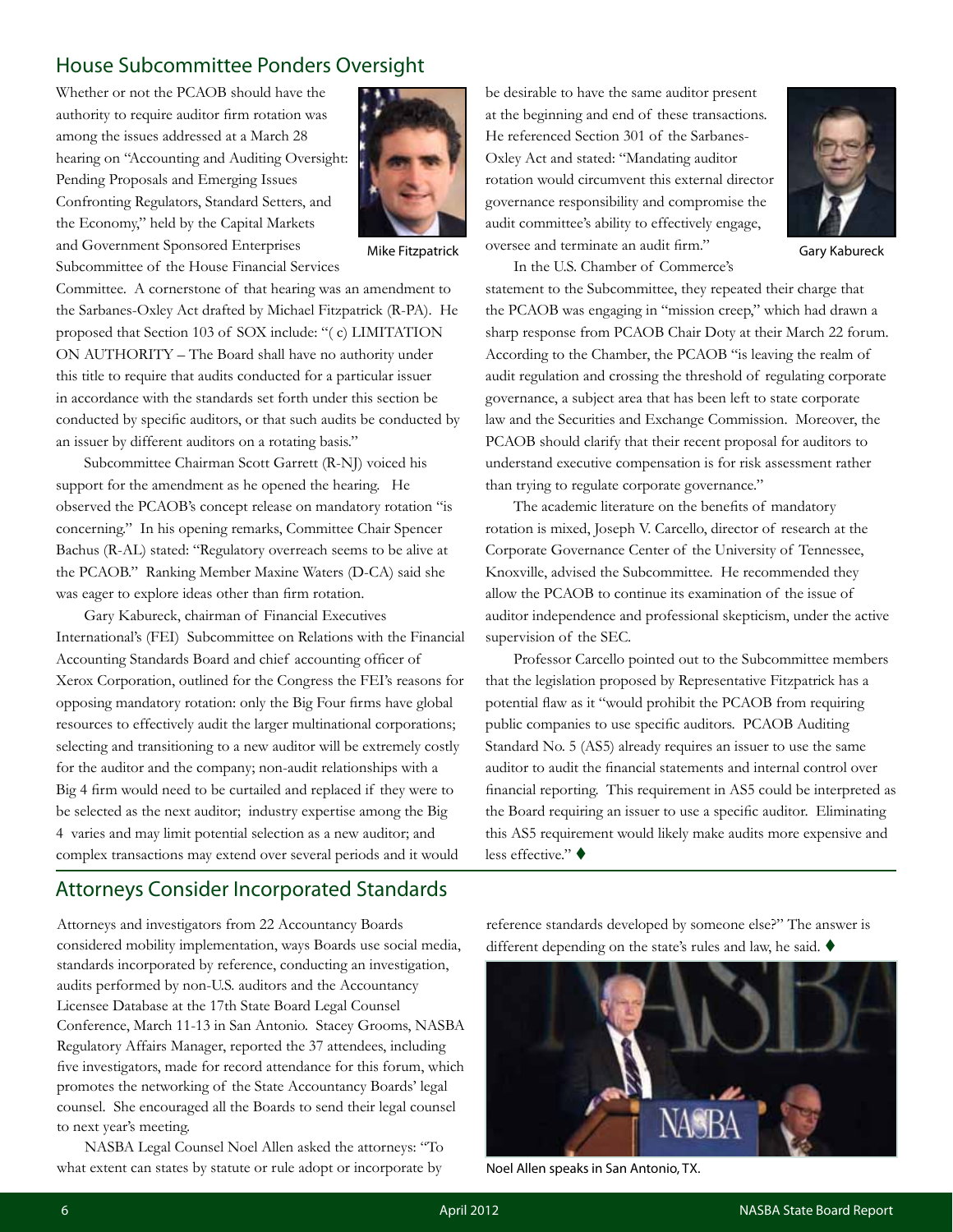## House Subcommittee Ponders Oversight

Whether or not the PCAOB should have the authority to require auditor firm rotation was among the issues addressed at a March 28 hearing on "Accounting and Auditing Oversight: Pending Proposals and Emerging Issues Confronting Regulators, Standard Setters, and the Economy," held by the Capital Markets and Government Sponsored Enterprises Subcommittee of the House Financial Services Committee. A cornerstone of that hearing was an amendment to the Sarbanes-Oxley Act drafted by Michael Fitzpatrick (R-PA). He proposed that Section 103 of SOX include: "( c) LIMITATION ON AUTHORITY – The Board shall have no authority under this title to require that audits conducted for a particular issuer in accordance with the standards set forth under this section be conducted by specific auditors, or that such audits be conducted by an issuer by different auditors on a rotating basis."

Mike Fitzpatrick

Subcommittee Chairman Scott Garrett (R-NJ) voiced his support for the amendment as he opened the hearing. He observed the PCAOB's concept release on mandatory rotation "is concerning." In his opening remarks, Committee Chair Spencer Bachus (R-AL) stated: "Regulatory overreach seems to be alive at the PCAOB." Ranking Member Maxine Waters (D-CA) said she was eager to explore ideas other than firm rotation.

Gary Kabureck, chairman of Financial Executives International's (FEI) Subcommittee on Relations with the Financial Accounting Standards Board and chief accounting officer of Xerox Corporation, outlined for the Congress the FEI's reasons for opposing mandatory rotation: only the Big Four firms have global resources to effectively audit the larger multinational corporations; selecting and transitioning to a new auditor will be extremely costly for the auditor and the company; non-audit relationships with a Big 4 firm would need to be curtailed and replaced if they were to be selected as the next auditor; industry expertise among the Big 4 varies and may limit potential selection as a new auditor; and complex transactions may extend over several periods and it would be desirable to have the same auditor present at the beginning and end of these transactions. He referenced Section 301 of the Sarbanes-Oxley Act and stated: "Mandating auditor rotation would circumvent this external director governance responsibility and compromise the audit committee's ability to effectively engage, oversee and terminate an audit firm."

Gary Kabureck

In the U.S. Chamber of Commerce's statement to the Subcommittee, they repeated their charge that the PCAOB was engaging in "mission creep," which had drawn a sharp response from PCAOB Chair Doty at their March 22 forum. According to the Chamber, the PCAOB "is leaving the realm of audit regulation and crossing the threshold of regulating corporate governance, a subject area that has been left to state corporate law and the Securities and Exchange Commission. Moreover, the PCAOB should clarify that their recent proposal for auditors to understand executive compensation is for risk assessment rather than trying to regulate corporate governance."

The academic literature on the benefits of mandatory rotation is mixed, Joseph V. Carcello, director of research at the Corporate Governance Center of the University of Tennessee, Knoxville, advised the Subcommittee. He recommended they allow the PCAOB to continue its examination of the issue of auditor independence and professional skepticism, under the active supervision of the SEC.

Professor Carcello pointed out to the Subcommittee members that the legislation proposed by Representative Fitzpatrick has a potential flaw as it "would prohibit the PCAOB from requiring public companies to use specific auditors. PCAOB Auditing Standard No. 5 (AS5) already requires an issuer to use the same auditor to audit the financial statements and internal control over financial reporting. This requirement in AS5 could be interpreted as the Board requiring an issuer to use a specific auditor. Eliminating this AS5 requirement would likely make audits more expensive and less effective." ♦

## Attorneys Consider Incorporated Standards

Attorneys and investigators from 22 Accountancy Boards considered mobility implementation, ways Boards use social media, standards incorporated by reference, conducting an investigation, audits performed by non-U.S. auditors and the Accountancy Licensee Database at the 17th State Board Legal Counsel Conference, March 11-13 in San Antonio. Stacey Grooms, NASBA Regulatory Affairs Manager, reported the 37 attendees, including five investigators, made for record attendance for this forum, which promotes the networking of the State Accountancy Boards' legal counsel. She encouraged all the Boards to send their legal counsel to next year's meeting.

NASBA Legal Counsel Noel Allen asked the attorneys: "To what extent can states by statute or rule adopt or incorporate by reference standards developed by someone else?" The answer is different depending on the state's rules and law, he said. ♦

Noel Allen speaks in San Antonio, TX.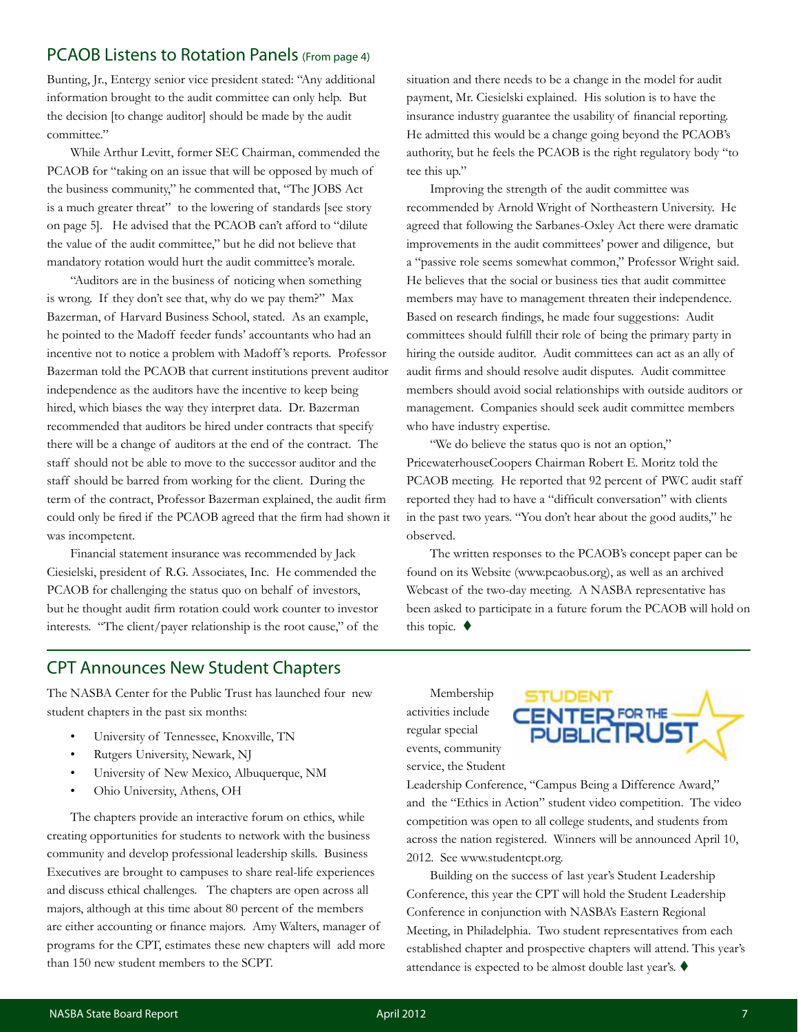## PCAOB Listens to Rotation Panels (From page 4)

Bunting, Jr., Entergy senior vice president stated: "Any additional information brought to the audit committee can only help. But the decision [to change auditor] should be made by the audit committee."

While Arthur Levitt, former SEC Chairman, commended the PCAOB for "taking on an issue that will be opposed by much of the business community," he commented that, "The JOBS Act is a much greater threat" to the lowering of standards [see story on page 5]. He advised that the PCAOB can't afford to "dilute the value of the audit committee," but he did not believe that mandatory rotation would hurt the audit committee's morale.

"Auditors are in the business of noticing when something is wrong. If they don't see that, why do we pay them?" Max Bazerman, of Harvard Business School, stated. As an example, he pointed to the Madoff feeder funds' accountants who had an incentive not to notice a problem with Madoff's reports. Professor Bazerman told the PCAOB that current institutions prevent auditor independence as the auditors have the incentive to keep being hired, which biases the way they interpret data. Dr. Bazerman recommended that auditors be hired under contracts that specify there will be a change of auditors at the end of the contract. The staff should not be able to move to the successor auditor and the staff should be barred from working for the client. During the term of the contract, Professor Bazerman explained, the audit firm could only be fired if the PCAOB agreed that the firm had shown it was incompetent.

Financial statement insurance was recommended by Jack Ciesielski, president of R.G. Associates, Inc. He commended the PCAOB for challenging the status quo on behalf of investors, but he thought audit firm rotation could work counter to investor interests. "The client/payer relationship is the root cause," of the situation and there needs to be a change in the model for audit payment, Mr. Ciesielski explained. His solution is to have the insurance industry guarantee the usability of financial reporting. He admitted this would be a change going beyond the PCAOB's authority, but he feels the PCAOB is the right regulatory body "to tee this up."

Improving the strength of the audit committee was recommended by Arnold Wright of Northeastern University. He agreed that following the Sarbanes-Oxley Act there were dramatic improvements in the audit committees' power and diligence, but a "passive role seems somewhat common," Professor Wright said. He believes that the social or business ties that audit committee members may have to management threaten their independence. Based on research findings, he made four suggestions: Audit committees should fulfill their role of being the primary party in hiring the outside auditor. Audit committees can act as an ally of audit firms and should resolve audit disputes. Audit committee members should avoid social relationships with outside auditors or management. Companies should seek audit committee members who have industry expertise.

"We do believe the status quo is not an option," PricewaterhouseCoopers Chairman Robert E. Moritz told the PCAOB meeting. He reported that 92 percent of PWC audit staff reported they had to have a "difficult conversation" with clients in the past two years. "You don't hear about the good audits," he observed.

The written responses to the PCAOB's concept paper can be found on its Website (www.pcaobus.org), as well as an archived Webcast of the two-day meeting. A NASBA representative has been asked to participate in a future forum the PCAOB will hold on this topic. ♦

## CPT Announces New Student Chapters

The NASBA Center for the Public Trust has launched four new student chapters in the past six months:

- University of Tennessee, Knoxville, TN
- Rutgers University, Newark, NJ
- University of New Mexico, Albuquerque, NM
- Ohio University, Athens, OH

The chapters provide an interactive forum on ethics, while creating opportunities for students to network with the business community and develop professional leadership skills. Business Executives are brought to campuses to share real-life experiences and discuss ethical challenges. The chapters are open across all majors, although at this time about 80 percent of the members are either accounting or finance majors. Amy Walters, manager of programs for the CPT, estimates these new chapters will add more than 150 new student members to the SCPT.

STUDENT CENTER FOR THE PUBLIC TRUST

Membership activities include regular special events, community service, the Student Leadership Conference, "Campus Being a Difference Award," and the "Ethics in Action" student video competition. The video competition was open to all college students, and students from across the nation registered. Winners will be announced April 10, 2012. See www.studentcpt.org.

Building on the success of last year's Student Leadership Conference, this year the CPT will hold the Student Leadership Conference in conjunction with NASBA's Eastern Regional Meeting, in Philadelphia. Two student representatives from each established chapter and prospective chapters will attend. This year's attendance is expected to be almost double last year's. ♦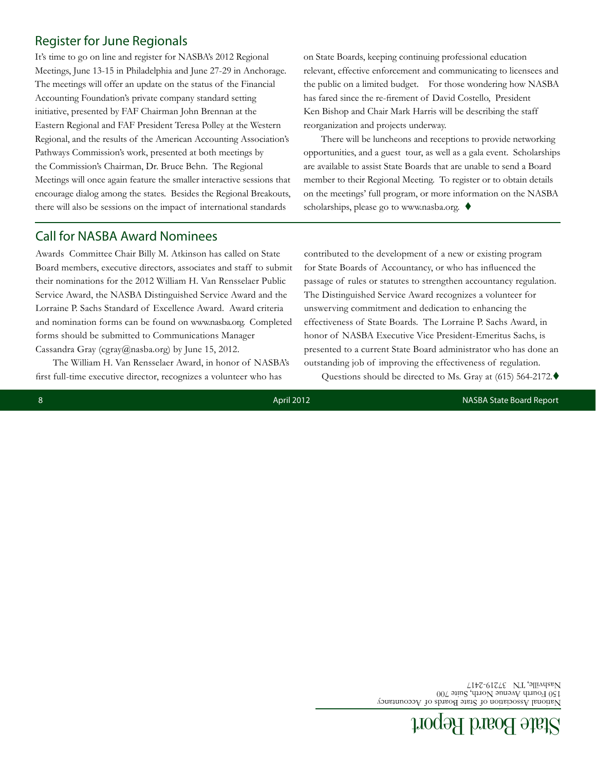## Register for June Regionals

It's time to go on line and register for NASBA's 2012 Regional Meetings, June 13-15 in Philadelphia and June 27-29 in Anchorage. The meetings will offer an update on the status of the Financial Accounting Foundation's private company standard setting initiative, presented by FAF Chairman John Brennan at the Eastern Regional and FAF President Teresa Polley at the Western Regional, and the results of the American Accounting Association's Pathways Commission's work, presented at both meetings by the Commission's Chairman, Dr. Bruce Behn. The Regional Meetings will once again feature the smaller interactive sessions that encourage dialog among the states. Besides the Regional Breakouts, there will also be sessions on the impact of international standards on State Boards, keeping continuing professional education relevant, effective enforcement and communicating to licensees and the public on a limited budget. For those wondering how NASBA has fared since the re-firement of David Costello, President Ken Bishop and Chair Mark Harris will be describing the staff reorganization and projects underway.

There will be luncheons and receptions to provide networking opportunities, and a guest tour, as well as a gala event. Scholarships are available to assist State Boards that are unable to send a Board member to their Regional Meeting. To register or to obtain details on the meetings' full program, or more information on the NASBA scholarships, please go to www.nasba.org. ♦

## Call for NASBA Award Nominees

Awards Committee Chair Billy M. Atkinson has called on State Board members, executive directors, associates and staff to submit their nominations for the 2012 William H. Van Rensselaer Public Service Award, the NASBA Distinguished Service Award and the Lorraine P. Sachs Standard of Excellence Award. Award criteria and nomination forms can be found on www.nasba.org. Completed forms should be submitted to Communications Manager Cassandra Gray (cgray@nasba.org) by June 15, 2012.

The William H. Van Rensselaer Award, in honor of NASBA's first full-time executive director, recognizes a volunteer who has contributed to the development of a new or existing program for State Boards of Accountancy, or who has influenced the passage of rules or statutes to strengthen accountancy regulation. The Distinguished Service Award recognizes a volunteer for unswerving commitment and dedication to enhancing the effectiveness of State Boards. The Lorraine P. Sachs Award, in honor of NASBA Executive Vice President-Emeritus Sachs, is presented to a current State Board administrator who has done an outstanding job of improving the effectiveness of regulation.

Questions should be directed to Ms. Gray at (615) 564-2172.♦

State Board Report

National Association of State Boards of Accountancy
150 Fourth Avenue North, Suite 700
Nashville, TN 37219-2417